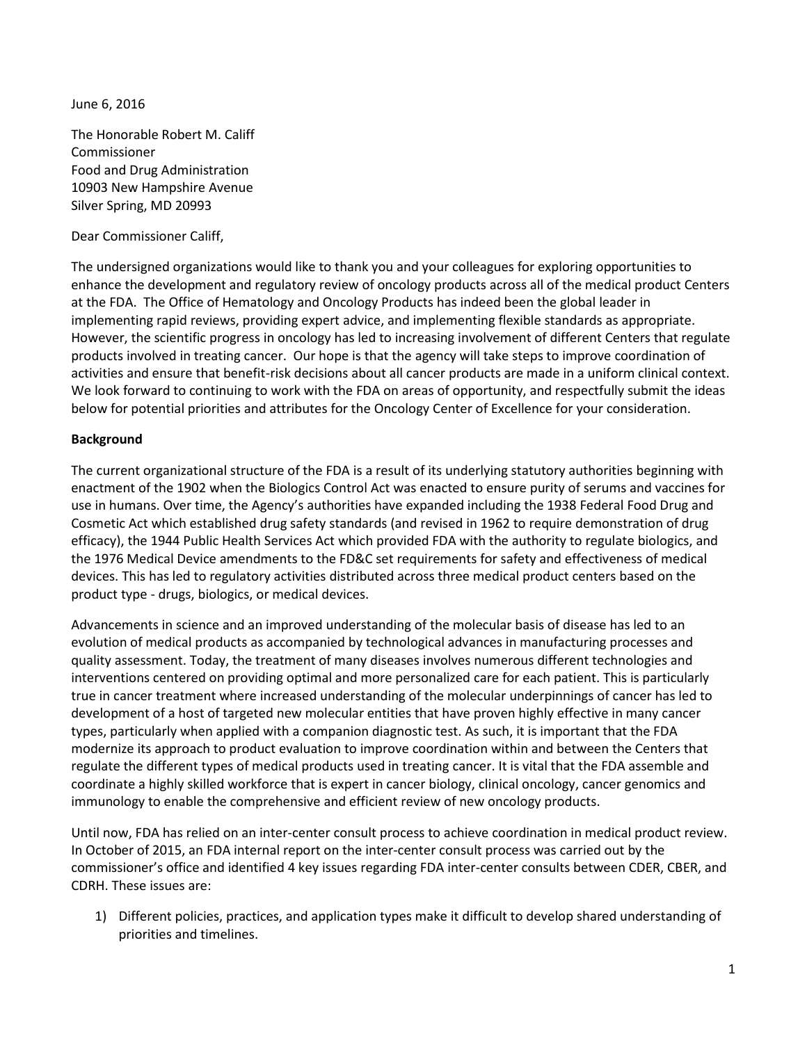June 6, 2016

The Honorable Robert M. Califf
Commissioner
Food and Drug Administration
10903 New Hampshire Avenue
Silver Spring, MD 20993

Dear Commissioner Califf,

The undersigned organizations would like to thank you and your colleagues for exploring opportunities to enhance the development and regulatory review of oncology products across all of the medical product Centers at the FDA. The Office of Hematology and Oncology Products has indeed been the global leader in implementing rapid reviews, providing expert advice, and implementing flexible standards as appropriate. However, the scientific progress in oncology has led to increasing involvement of different Centers that regulate products involved in treating cancer. Our hope is that the agency will take steps to improve coordination of activities and ensure that benefit-risk decisions about all cancer products are made in a uniform clinical context. We look forward to continuing to work with the FDA on areas of opportunity, and respectfully submit the ideas below for potential priorities and attributes for the Oncology Center of Excellence for your consideration.

**Background**

The current organizational structure of the FDA is a result of its underlying statutory authorities beginning with enactment of the 1902 when the Biologics Control Act was enacted to ensure purity of serums and vaccines for use in humans. Over time, the Agency's authorities have expanded including the 1938 Federal Food Drug and Cosmetic Act which established drug safety standards (and revised in 1962 to require demonstration of drug efficacy), the 1944 Public Health Services Act which provided FDA with the authority to regulate biologics, and the 1976 Medical Device amendments to the FD&C set requirements for safety and effectiveness of medical devices. This has led to regulatory activities distributed across three medical product centers based on the product type - drugs, biologics, or medical devices.

Advancements in science and an improved understanding of the molecular basis of disease has led to an evolution of medical products as accompanied by technological advances in manufacturing processes and quality assessment. Today, the treatment of many diseases involves numerous different technologies and interventions centered on providing optimal and more personalized care for each patient. This is particularly true in cancer treatment where increased understanding of the molecular underpinnings of cancer has led to development of a host of targeted new molecular entities that have proven highly effective in many cancer types, particularly when applied with a companion diagnostic test. As such, it is important that the FDA modernize its approach to product evaluation to improve coordination within and between the Centers that regulate the different types of medical products used in treating cancer. It is vital that the FDA assemble and coordinate a highly skilled workforce that is expert in cancer biology, clinical oncology, cancer genomics and immunology to enable the comprehensive and efficient review of new oncology products.

Until now, FDA has relied on an inter-center consult process to achieve coordination in medical product review. In October of 2015, an FDA internal report on the inter-center consult process was carried out by the commissioner's office and identified 4 key issues regarding FDA inter-center consults between CDER, CBER, and CDRH. These issues are:

1) Different policies, practices, and application types make it difficult to develop shared understanding of priorities and timelines.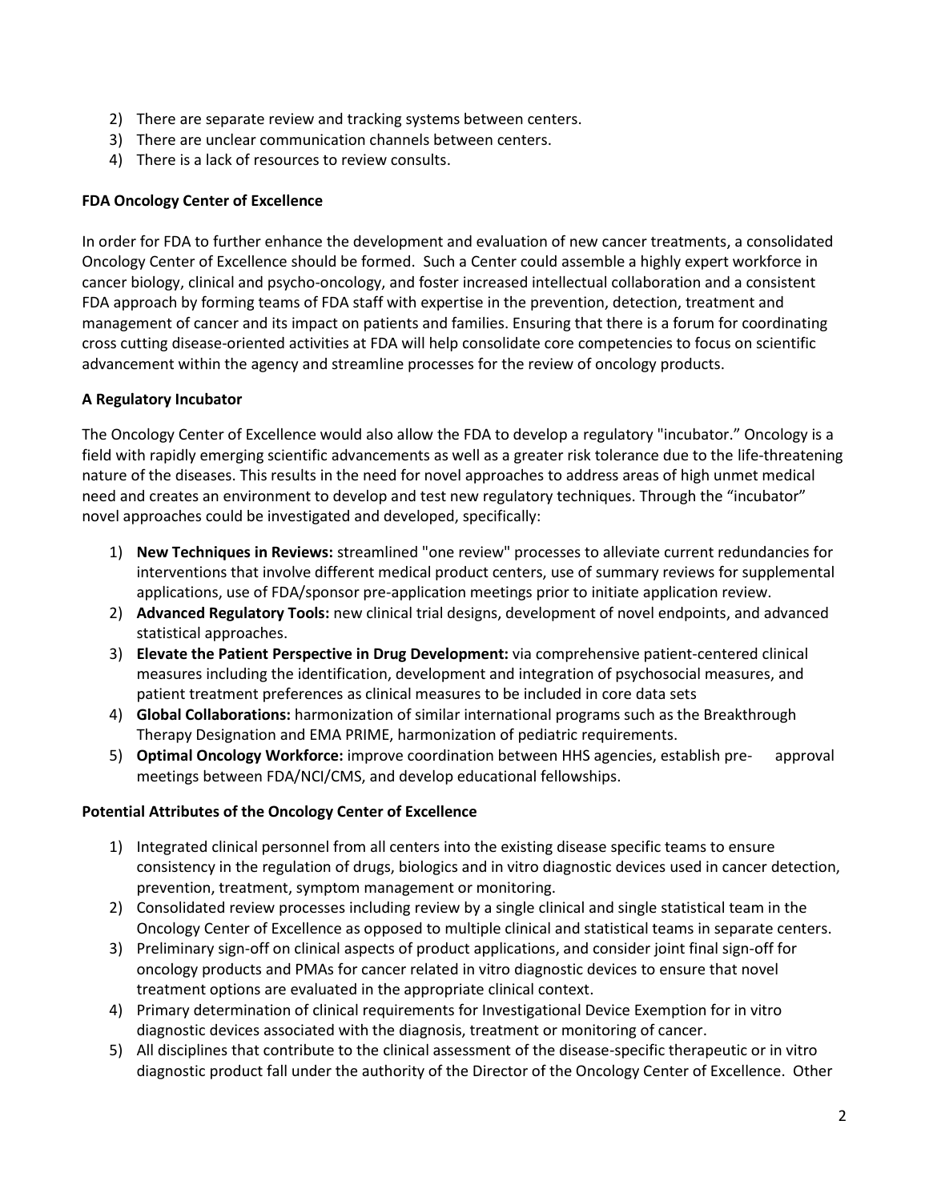2) There are separate review and tracking systems between centers.
3) There are unclear communication channels between centers.
4) There is a lack of resources to review consults.

**FDA Oncology Center of Excellence**

In order for FDA to further enhance the development and evaluation of new cancer treatments, a consolidated Oncology Center of Excellence should be formed. Such a Center could assemble a highly expert workforce in cancer biology, clinical and psycho-oncology, and foster increased intellectual collaboration and a consistent FDA approach by forming teams of FDA staff with expertise in the prevention, detection, treatment and management of cancer and its impact on patients and families. Ensuring that there is a forum for coordinating cross cutting disease-oriented activities at FDA will help consolidate core competencies to focus on scientific advancement within the agency and streamline processes for the review of oncology products.

**A Regulatory Incubator**

The Oncology Center of Excellence would also allow the FDA to develop a regulatory "incubator." Oncology is a field with rapidly emerging scientific advancements as well as a greater risk tolerance due to the life-threatening nature of the diseases. This results in the need for novel approaches to address areas of high unmet medical need and creates an environment to develop and test new regulatory techniques. Through the "incubator" novel approaches could be investigated and developed, specifically:

1) **New Techniques in Reviews:** streamlined "one review" processes to alleviate current redundancies for interventions that involve different medical product centers, use of summary reviews for supplemental applications, use of FDA/sponsor pre-application meetings prior to initiate application review.
2) **Advanced Regulatory Tools:** new clinical trial designs, development of novel endpoints, and advanced statistical approaches.
3) **Elevate the Patient Perspective in Drug Development:** via comprehensive patient-centered clinical measures including the identification, development and integration of psychosocial measures, and patient treatment preferences as clinical measures to be included in core data sets
4) **Global Collaborations:** harmonization of similar international programs such as the Breakthrough Therapy Designation and EMA PRIME, harmonization of pediatric requirements.
5) **Optimal Oncology Workforce:** improve coordination between HHS agencies, establish pre- approval meetings between FDA/NCI/CMS, and develop educational fellowships.

**Potential Attributes of the Oncology Center of Excellence**

1) Integrated clinical personnel from all centers into the existing disease specific teams to ensure consistency in the regulation of drugs, biologics and in vitro diagnostic devices used in cancer detection, prevention, treatment, symptom management or monitoring.
2) Consolidated review processes including review by a single clinical and single statistical team in the Oncology Center of Excellence as opposed to multiple clinical and statistical teams in separate centers.
3) Preliminary sign-off on clinical aspects of product applications, and consider joint final sign-off for oncology products and PMAs for cancer related in vitro diagnostic devices to ensure that novel treatment options are evaluated in the appropriate clinical context.
4) Primary determination of clinical requirements for Investigational Device Exemption for in vitro diagnostic devices associated with the diagnosis, treatment or monitoring of cancer.
5) All disciplines that contribute to the clinical assessment of the disease-specific therapeutic or in vitro diagnostic product fall under the authority of the Director of the Oncology Center of Excellence. Other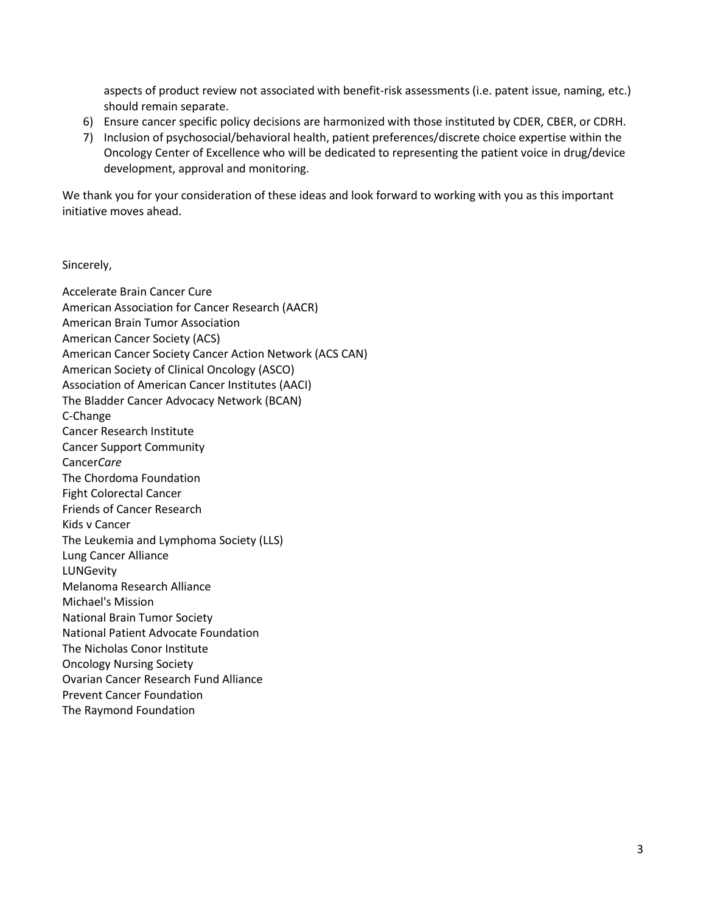aspects of product review not associated with benefit-risk assessments (i.e. patent issue, naming, etc.) should remain separate.

6) Ensure cancer specific policy decisions are harmonized with those instituted by CDER, CBER, or CDRH.
7) Inclusion of psychosocial/behavioral health, patient preferences/discrete choice expertise within the Oncology Center of Excellence who will be dedicated to representing the patient voice in drug/device development, approval and monitoring.

We thank you for your consideration of these ideas and look forward to working with you as this important initiative moves ahead.

Sincerely,

Accelerate Brain Cancer Cure  
American Association for Cancer Research (AACR)  
American Brain Tumor Association  
American Cancer Society (ACS)  
American Cancer Society Cancer Action Network (ACS CAN)  
American Society of Clinical Oncology (ASCO)  
Association of American Cancer Institutes (AACI)  
The Bladder Cancer Advocacy Network (BCAN)  
C-Change  
Cancer Research Institute  
Cancer Support Community  
Cancer*Care*  
The Chordoma Foundation  
Fight Colorectal Cancer  
Friends of Cancer Research  
Kids v Cancer  
The Leukemia and Lymphoma Society (LLS)  
Lung Cancer Alliance  
LUNGevity  
Melanoma Research Alliance  
Michael's Mission  
National Brain Tumor Society  
National Patient Advocate Foundation  
The Nicholas Conor Institute  
Oncology Nursing Society  
Ovarian Cancer Research Fund Alliance  
Prevent Cancer Foundation  
The Raymond Foundation